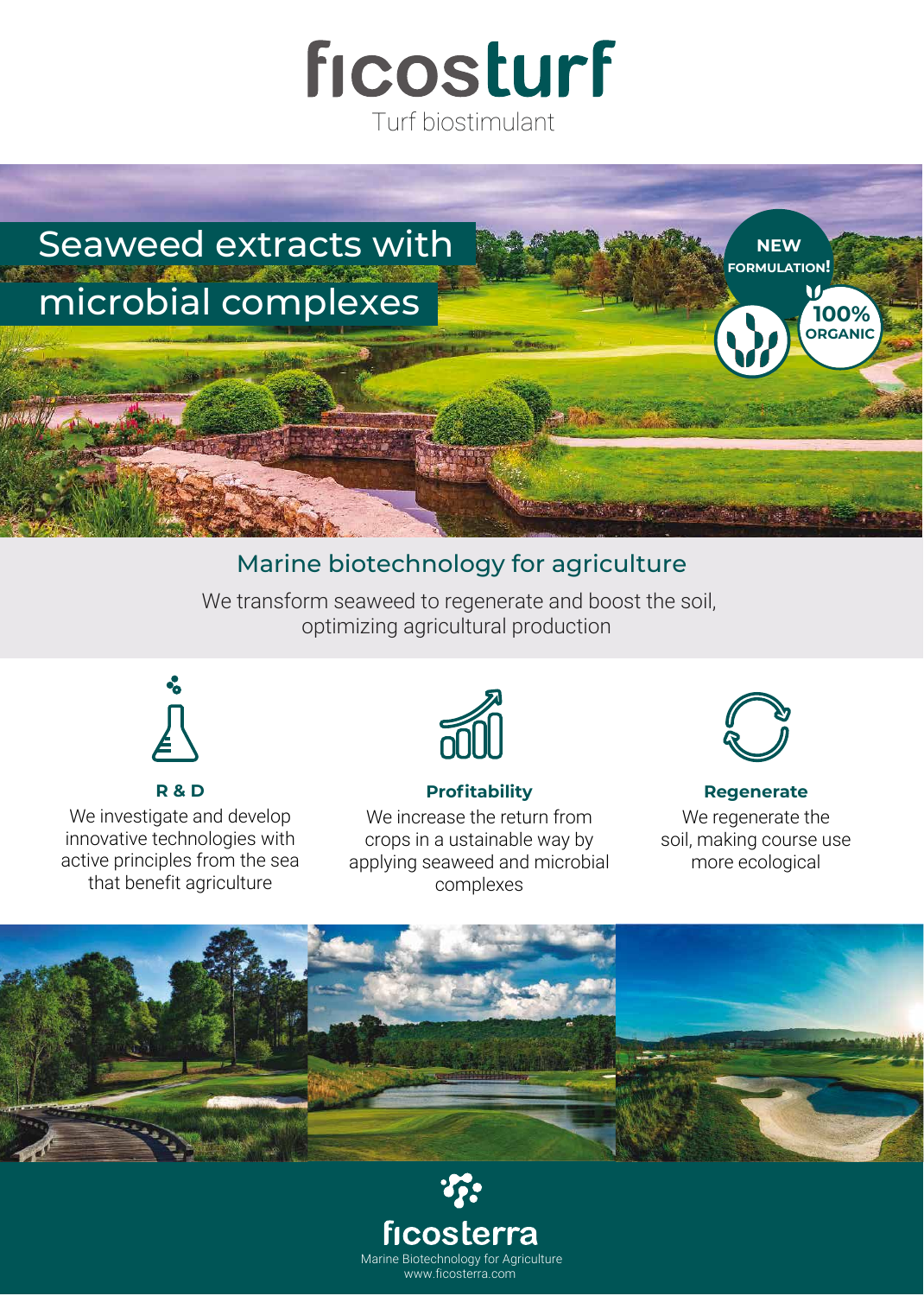# ficosturf

Turf biostimulant

## Seaweed extracts with microbial complexes

NEW FORMULATION!

100% ORGANIC

## Marine biotechnology for agriculture

We transform seaweed to regenerate and boost the soil, optimizing agricultural production

**R & D**

We investigate and develop innovative technologies with active principles from the sea that benefit agriculture

**Profitability**

We increase the return from crops in a ustainable way by applying seaweed and microbial complexes

**Regenerate**

We regenerate the soil, making course use more ecological

ficosterra

Marine Biotechnology for Agriculture
www.ficosterra.com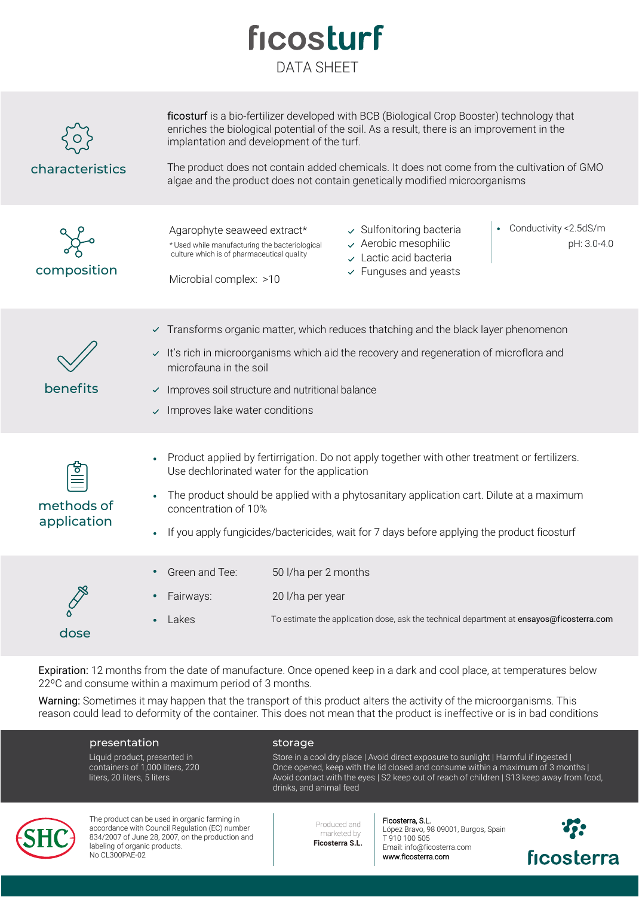# ficosturf

DATA SHEET

## characteristics

**ficosturf** is a bio-fertilizer developed with BCB (Biological Crop Booster) technology that enriches the biological potential of the soil. As a result, there is an improvement in the implantation and development of the turf.

The product does not contain added chemicals. It does not come from the cultivation of GMO algae and the product does not contain genetically modified microorganisms

## composition

Agarophyte seaweed extract*

* Used while manufacturing the bacteriological culture which is of pharmaceutical quality

Microbial complex: >10

- Sulfonitoring bacteria
- Aerobic mesophilic
- Lactic acid bacteria
- Funguses and yeasts

- Conductivity <2.5dS/m
  pH: 3.0-4.0

## benefits

- Transforms organic matter, which reduces thatching and the black layer phenomenon
- It's rich in microorganisms which aid the recovery and regeneration of microflora and microfauna in the soil
- Improves soil structure and nutritional balance
- Improves lake water conditions

## methods of application

- Product applied by fertirrigation. Do not apply together with other treatment or fertilizers. Use dechlorinated water for the application
- The product should be applied with a phytosanitary application cart. Dilute at a maximum concentration of 10%
- If you apply fungicides/bactericides, wait for 7 days before applying the product ficosturf

## dose

| | |
|---|---|
| Green and Tee: | 50 l/ha per 2 months |
| Fairways: | 20 l/ha per year |
| Lakes | To estimate the application dose, ask the technical department at ensayos@ficosterra.com |

Expiration: 12 months from the date of manufacture. Once opened keep in a dark and cool place, at temperatures below 22ºC and consume within a maximum period of 3 months.

Warning: Sometimes it may happen that the transport of this product alters the activity of the microorganisms. This reason could lead to deformity of the container. This does not mean that the product is ineffective or is in bad conditions

### presentation

Liquid product, presented in containers of 1,000 liters, 220 liters, 20 liters, 5 liters

### storage

Store in a cool dry place | Avoid direct exposure to sunlight | Harmful if ingested | Once opened, keep with the lid closed and consume within a maximum of 3 months | Avoid contact with the eyes | S2 keep out of reach of children | S13 keep away from food, drinks, and animal feed

SHC

The product can be used in organic farming in accordance with Council Regulation (EC) number 834/2007 of June 28, 2007, on the production and labeling of organic products.
No CL300PAE-02

Produced and marketed by **Ficosterra S.L.**

Ficosterra, S.L.
López Bravo, 98 09001, Burgos, Spain
T 910 100 505
Email: info@ficosterra.com
www.ficosterra.com

ficosterra